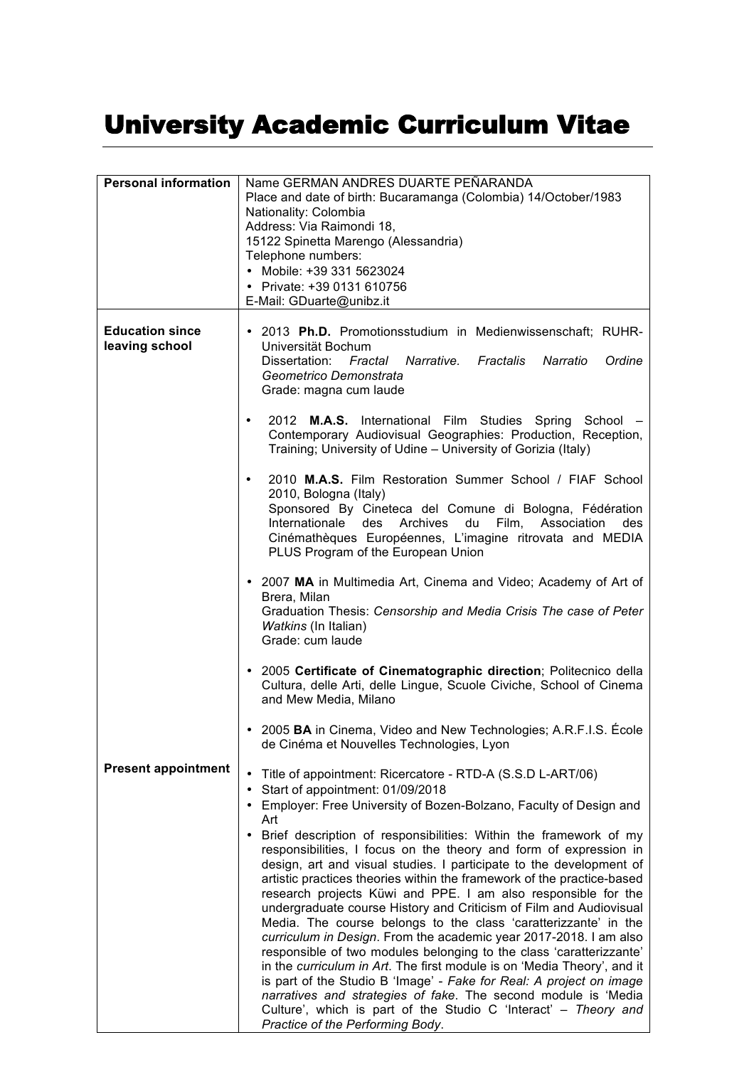# University Academic Curriculum Vitae

| | |
|---|---|
| **Personal information** | Name GERMAN ANDRES DUARTE PEÑARANDA<br>Place and date of birth: Bucaramanga (Colombia) 14/October/1983<br>Nationality: Colombia<br>Address: Via Raimondi 18,<br>15122 Spinetta Marengo (Alessandria)<br>Telephone numbers:<br>• Mobile: +39 331 5623024<br>• Private: +39 0131 610756<br>E-Mail: GDuarte@unibz.it |
| **Education since leaving school** | • 2013 **Ph.D.** Promotionsstudium in Medienwissenschaft; RUHR-Universität Bochum<br>Dissertation: *Fractal Narrative. Fractalis Narratio Ordine Geometrico Demonstrata*<br>Grade: magna cum laude<br><br>• 2012 **M.A.S.** International Film Studies Spring School – Contemporary Audiovisual Geographies: Production, Reception, Training; University of Udine – University of Gorizia (Italy)<br><br>• 2010 **M.A.S.** Film Restoration Summer School / FIAF School 2010, Bologna (Italy)<br>Sponsored By Cineteca del Comune di Bologna, Fédération Internationale des Archives du Film, Association des Cinémathèques Européennes, L'imagine ritrovata and MEDIA PLUS Program of the European Union<br><br>• 2007 **MA** in Multimedia Art, Cinema and Video; Academy of Art of Brera, Milan<br>Graduation Thesis: *Censorship and Media Crisis The case of Peter Watkins* (In Italian)<br>Grade: cum laude<br><br>• 2005 **Certificate of Cinematographic direction**; Politecnico della Cultura, delle Arti, delle Lingue, Scuole Civiche, School of Cinema and Mew Media, Milano<br><br>• 2005 **BA** in Cinema, Video and New Technologies; A.R.F.I.S. École de Cinéma et Nouvelles Technologies, Lyon |
| **Present appointment** | • Title of appointment: Ricercatore - RTD-A (S.S.D L-ART/06)<br>• Start of appointment: 01/09/2018<br>• Employer: Free University of Bozen-Bolzano, Faculty of Design and Art<br>• Brief description of responsibilities: Within the framework of my responsibilities, I focus on the theory and form of expression in design, art and visual studies. I participate to the development of artistic practices theories within the framework of the practice-based research projects Küwi and PPE. I am also responsible for the undergraduate course History and Criticism of Film and Audiovisual Media. The course belongs to the class 'caratterizzante' in the *curriculum in Design*. From the academic year 2017-2018. I am also responsible of two modules belonging to the class 'caratterizzante' in the *curriculum in Art*. The first module is on 'Media Theory', and it is part of the Studio B 'Image' - *Fake for Real: A project on image narratives and strategies of fake*. The second module is 'Media Culture', which is part of the Studio C 'Interact' – *Theory and Practice of the Performing Body*. |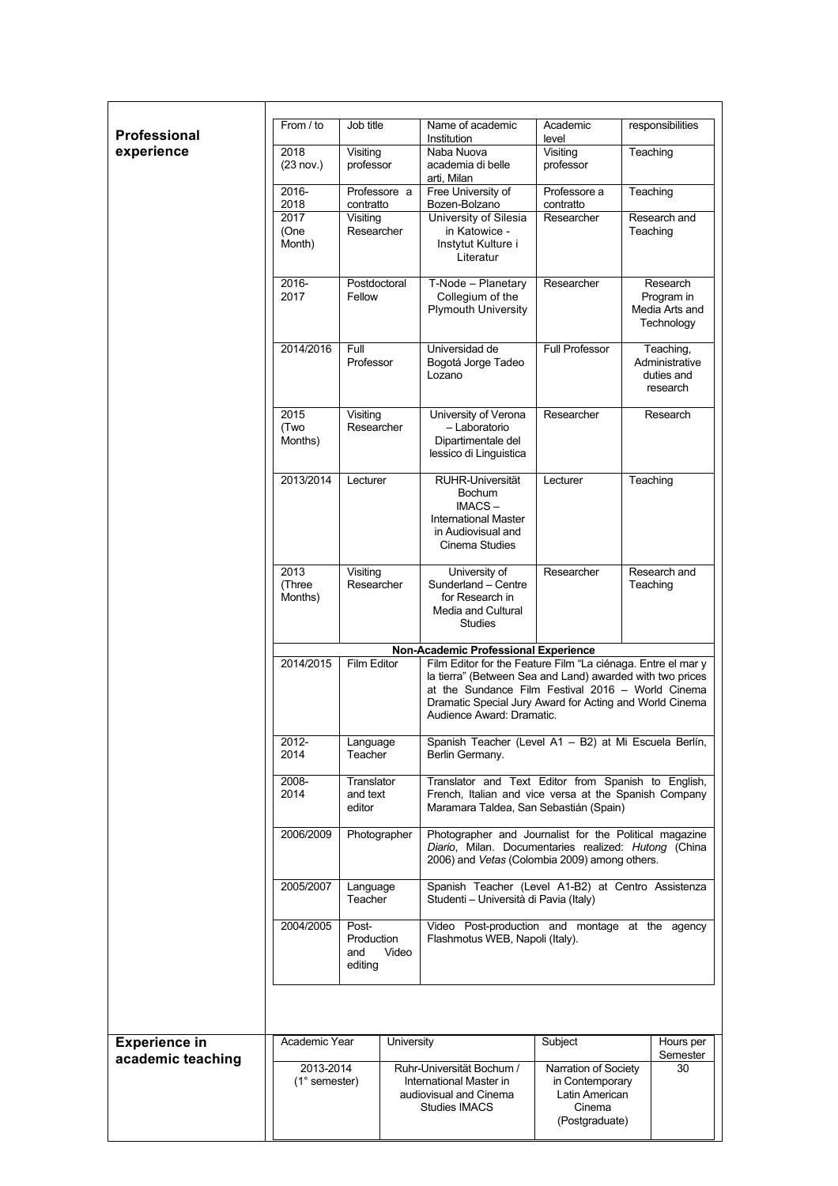## Professional experience

| From / to | Job title | Name of academic Institution | Academic level | responsibilities |
|---|---|---|---|---|
| 2018 (23 nov.) | Visiting professor | Naba Nuova academia di belle arti, Milan | Visiting professor | Teaching |
| 2016-2018 | Professore a contratto | Free University of Bozen-Bolzano | Professore a contratto | Teaching |
| 2017 (One Month) | Visiting Researcher | University of Silesia in Katowice - Instytut Kulture i Literatur | Researcher | Research and Teaching |
| 2016-2017 | Postdoctoral Fellow | T-Node – Planetary Collegium of the Plymouth University | Researcher | Research Program in Media Arts and Technology |
| 2014/2016 | Full Professor | Universidad de Bogotá Jorge Tadeo Lozano | Full Professor | Teaching, Administrative duties and research |
| 2015 (Two Months) | Visiting Researcher | University of Verona – Laboratorio Dipartimentale del lessico di Linguistica | Researcher | Research |
| 2013/2014 | Lecturer | RUHR-Universität Bochum IMACS – International Master in Audiovisual and Cinema Studies | Lecturer | Teaching |
| 2013 (Three Months) | Visiting Researcher | University of Sunderland – Centre for Research in Media and Cultural Studies | Researcher | Research and Teaching |

**Non-Academic Professional Experience**

| From / to | Job title | Description |
|---|---|---|
| 2014/2015 | Film Editor | Film Editor for the Feature Film "La ciénaga. Entre el mar y la tierra" (Between Sea and Land) awarded with two prices at the Sundance Film Festival 2016 – World Cinema Dramatic Special Jury Award for Acting and World Cinema Audience Award: Dramatic. |
| 2012-2014 | Language Teacher | Spanish Teacher (Level A1 – B2) at Mi Escuela Berlín, Berlin Germany. |
| 2008-2014 | Translator and text editor | Translator and Text Editor from Spanish to English, French, Italian and vice versa at the Spanish Company Maramara Taldea, San Sebastián (Spain) |
| 2006/2009 | Photographer | Photographer and Journalist for the Political magazine *Diario*, Milan. Documentaries realized: *Hutong* (China 2006) and *Vetas* (Colombia 2009) among others. |
| 2005/2007 | Language Teacher | Spanish Teacher (Level A1-B2) at Centro Assistenza Studenti – Università di Pavia (Italy) |
| 2004/2005 | Post-Production and Video editing | Video Post-production and montage at the agency Flashmotus WEB, Napoli (Italy). |

## Experience in academic teaching

| Academic Year | University | Subject | Hours per Semester |
|---|---|---|---|
| 2013-2014 (1° semester) | Ruhr-Universität Bochum / International Master in audiovisual and Cinema Studies IMACS | Narration of Society in Contemporary Latin American Cinema (Postgraduate) | 30 |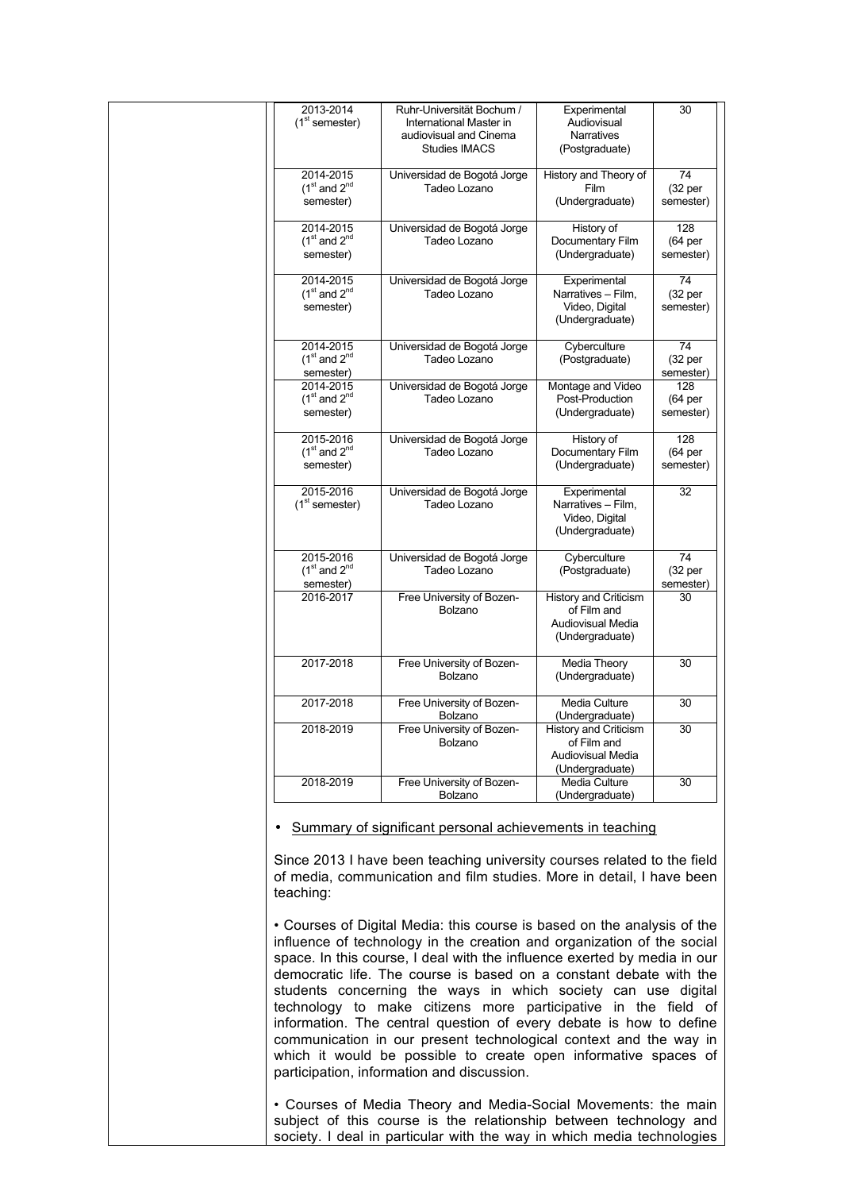| | | | |
|---|---|---|---|
| 2013-2014 (1st semester) | Ruhr-Universität Bochum / International Master in audiovisual and Cinema Studies IMACS | Experimental Audiovisual Narratives (Postgraduate) | 30 |
| 2014-2015 (1st and 2nd semester) | Universidad de Bogotá Jorge Tadeo Lozano | History and Theory of Film (Undergraduate) | 74 (32 per semester) |
| 2014-2015 (1st and 2nd semester) | Universidad de Bogotá Jorge Tadeo Lozano | History of Documentary Film (Undergraduate) | 128 (64 per semester) |
| 2014-2015 (1st and 2nd semester) | Universidad de Bogotá Jorge Tadeo Lozano | Experimental Narratives – Film, Video, Digital (Undergraduate) | 74 (32 per semester) |
| 2014-2015 (1st and 2nd semester) | Universidad de Bogotá Jorge Tadeo Lozano | Cyberculture (Postgraduate) | 74 (32 per semester) |
| 2014-2015 (1st and 2nd semester) | Universidad de Bogotá Jorge Tadeo Lozano | Montage and Video Post-Production (Undergraduate) | 128 (64 per semester) |
| 2015-2016 (1st and 2nd semester) | Universidad de Bogotá Jorge Tadeo Lozano | History of Documentary Film (Undergraduate) | 128 (64 per semester) |
| 2015-2016 (1st semester) | Universidad de Bogotá Jorge Tadeo Lozano | Experimental Narratives – Film, Video, Digital (Undergraduate) | 32 |
| 2015-2016 (1st and 2nd semester) | Universidad de Bogotá Jorge Tadeo Lozano | Cyberculture (Postgraduate) | 74 (32 per semester) |
| 2016-2017 | Free University of Bozen-Bolzano | History and Criticism of Film and Audiovisual Media (Undergraduate) | 30 |
| 2017-2018 | Free University of Bozen-Bolzano | Media Theory (Undergraduate) | 30 |
| 2017-2018 | Free University of Bozen-Bolzano | Media Culture (Undergraduate) | 30 |
| 2018-2019 | Free University of Bozen-Bolzano | History and Criticism of Film and Audiovisual Media (Undergraduate) | 30 |
| 2018-2019 | Free University of Bozen-Bolzano | Media Culture (Undergraduate) | 30 |

- Summary of significant personal achievements in teaching

Since 2013 I have been teaching university courses related to the field of media, communication and film studies. More in detail, I have been teaching:

• Courses of Digital Media: this course is based on the analysis of the influence of technology in the creation and organization of the social space. In this course, I deal with the influence exerted by media in our democratic life. The course is based on a constant debate with the students concerning the ways in which society can use digital technology to make citizens more participative in the field of information. The central question of every debate is how to define communication in our present technological context and the way in which it would be possible to create open informative spaces of participation, information and discussion.

• Courses of Media Theory and Media-Social Movements: the main subject of this course is the relationship between technology and society. I deal in particular with the way in which media technologies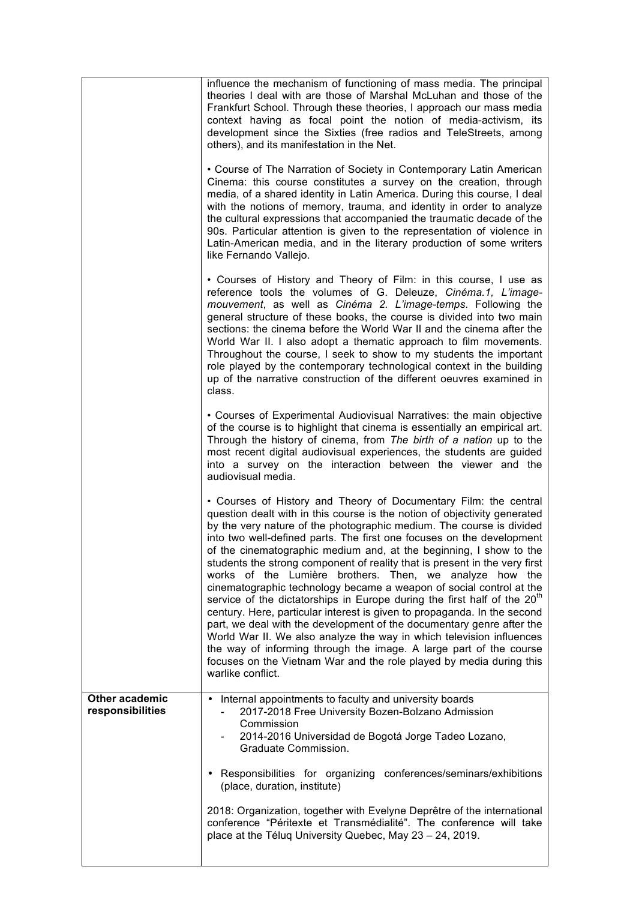| | |
|---|---|
| | influence the mechanism of functioning of mass media. The principal theories I deal with are those of Marshal McLuhan and those of the Frankfurt School. Through these theories, I approach our mass media context having as focal point the notion of media-activism, its development since the Sixties (free radios and TeleStreets, among others), and its manifestation in the Net.<br><br>• Course of The Narration of Society in Contemporary Latin American Cinema: this course constitutes a survey on the creation, through media, of a shared identity in Latin America. During this course, I deal with the notions of memory, trauma, and identity in order to analyze the cultural expressions that accompanied the traumatic decade of the 90s. Particular attention is given to the representation of violence in Latin-American media, and in the literary production of some writers like Fernando Vallejo.<br><br>• Courses of History and Theory of Film: in this course, I use as reference tools the volumes of G. Deleuze, *Cinéma.1, L'image-mouvement*, as well as *Cinéma 2. L'image-temps.* Following the general structure of these books, the course is divided into two main sections: the cinema before the World War II and the cinema after the World War II. I also adopt a thematic approach to film movements. Throughout the course, I seek to show to my students the important role played by the contemporary technological context in the building up of the narrative construction of the different oeuvres examined in class.<br><br>• Courses of Experimental Audiovisual Narratives: the main objective of the course is to highlight that cinema is essentially an empirical art. Through the history of cinema, from *The birth of a nation* up to the most recent digital audiovisual experiences, the students are guided into a survey on the interaction between the viewer and the audiovisual media.<br><br>• Courses of History and Theory of Documentary Film: the central question dealt with in this course is the notion of objectivity generated by the very nature of the photographic medium. The course is divided into two well-defined parts. The first one focuses on the development of the cinematographic medium and, at the beginning, I show to the students the strong component of reality that is present in the very first works of the Lumière brothers. Then, we analyze how the cinematographic technology became a weapon of social control at the service of the dictatorships in Europe during the first half of the 20th century. Here, particular interest is given to propaganda. In the second part, we deal with the development of the documentary genre after the World War II. We also analyze the way in which television influences the way of informing through the image. A large part of the course focuses on the Vietnam War and the role played by media during this warlike conflict. |
| **Other academic responsibilities** | • Internal appointments to faculty and university boards<br>- 2017-2018 Free University Bozen-Bolzano Admission Commission<br>- 2014-2016 Universidad de Bogotá Jorge Tadeo Lozano, Graduate Commission.<br><br>• Responsibilities for organizing conferences/seminars/exhibitions (place, duration, institute)<br><br>2018: Organization, together with Evelyne Deprêtre of the international conference "Péritexte et Transmédialité". The conference will take place at the Téluq University Quebec, May 23 – 24, 2019. |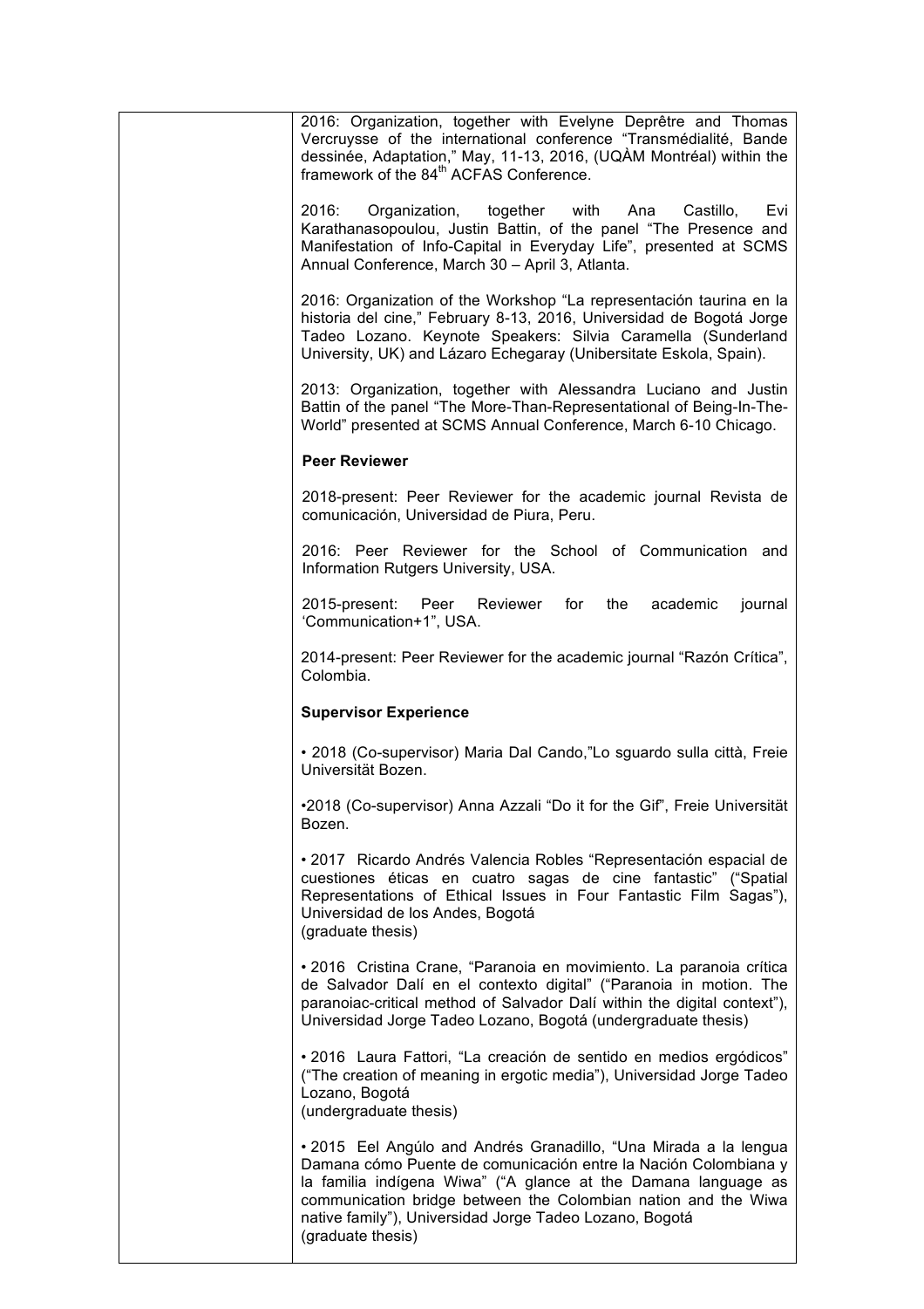2016: Organization, together with Evelyne Deprêtre and Thomas Vercruysse of the international conference "Transmédialité, Bande dessinée, Adaptation," May, 11-13, 2016, (UQÀM Montréal) within the framework of the 84th ACFAS Conference.

2016: Organization, together with Ana Castillo, Evi Karathanasopoulou, Justin Battin, of the panel "The Presence and Manifestation of Info-Capital in Everyday Life", presented at SCMS Annual Conference, March 30 – April 3, Atlanta.

2016: Organization of the Workshop "La representación taurina en la historia del cine," February 8-13, 2016, Universidad de Bogotá Jorge Tadeo Lozano. Keynote Speakers: Silvia Caramella (Sunderland University, UK) and Lázaro Echegaray (Unibersitate Eskola, Spain).

2013: Organization, together with Alessandra Luciano and Justin Battin of the panel "The More-Than-Representational of Being-In-The-World" presented at SCMS Annual Conference, March 6-10 Chicago.

**Peer Reviewer**

2018-present: Peer Reviewer for the academic journal Revista de comunicación, Universidad de Piura, Peru.

2016: Peer Reviewer for the School of Communication and Information Rutgers University, USA.

2015-present: Peer Reviewer for the academic journal 'Communication+1", USA.

2014-present: Peer Reviewer for the academic journal "Razón Crítica", Colombia.

**Supervisor Experience**

• 2018 (Co-supervisor) Maria Dal Cando,"Lo sguardo sulla città, Freie Universität Bozen.

•2018 (Co-supervisor) Anna Azzali "Do it for the Gif", Freie Universität Bozen.

• 2017 Ricardo Andrés Valencia Robles "Representación espacial de cuestiones éticas en cuatro sagas de cine fantastic" ("Spatial Representations of Ethical Issues in Four Fantastic Film Sagas"), Universidad de los Andes, Bogotá
(graduate thesis)

• 2016 Cristina Crane, "Paranoia en movimiento. La paranoia crítica de Salvador Dalí en el contexto digital" ("Paranoia in motion. The paranoiac-critical method of Salvador Dalí within the digital context"), Universidad Jorge Tadeo Lozano, Bogotá (undergraduate thesis)

• 2016 Laura Fattori, "La creación de sentido en medios ergódicos" ("The creation of meaning in ergotic media"), Universidad Jorge Tadeo Lozano, Bogotá
(undergraduate thesis)

• 2015 Eel Angúlo and Andrés Granadillo, "Una Mirada a la lengua Damana cómo Puente de comunicación entre la Nación Colombiana y la familia indígena Wiwa" ("A glance at the Damana language as communication bridge between the Colombian nation and the Wiwa native family"), Universidad Jorge Tadeo Lozano, Bogotá
(graduate thesis)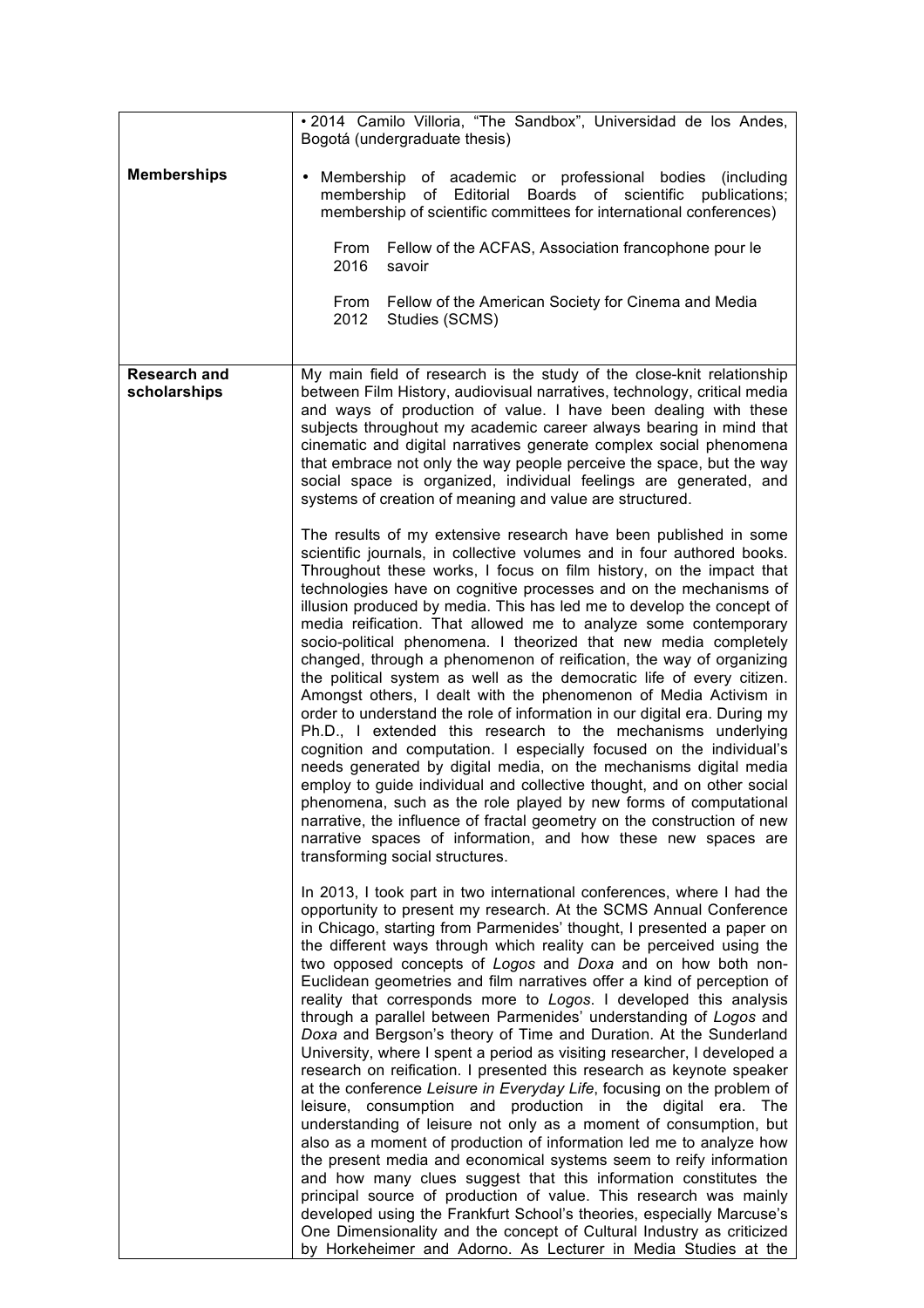| | |
|---|---|
| | • 2014 Camilo Villoria, "The Sandbox", Universidad de los Andes, Bogotá (undergraduate thesis) |
| **Memberships** | • Membership of academic or professional bodies (including membership of Editorial Boards of scientific publications; membership of scientific committees for international conferences)<br><br>From 2016 Fellow of the ACFAS, Association francophone pour le savoir<br><br>From 2012 Fellow of the American Society for Cinema and Media Studies (SCMS) |
| **Research and scholarships** | My main field of research is the study of the close-knit relationship between Film History, audiovisual narratives, technology, critical media and ways of production of value. I have been dealing with these subjects throughout my academic career always bearing in mind that cinematic and digital narratives generate complex social phenomena that embrace not only the way people perceive the space, but the way social space is organized, individual feelings are generated, and systems of creation of meaning and value are structured.<br><br>The results of my extensive research have been published in some scientific journals, in collective volumes and in four authored books. Throughout these works, I focus on film history, on the impact that technologies have on cognitive processes and on the mechanisms of illusion produced by media. This has led me to develop the concept of media reification. That allowed me to analyze some contemporary socio-political phenomena. I theorized that new media completely changed, through a phenomenon of reification, the way of organizing the political system as well as the democratic life of every citizen. Amongst others, I dealt with the phenomenon of Media Activism in order to understand the role of information in our digital era. During my Ph.D., I extended this research to the mechanisms underlying cognition and computation. I especially focused on the individual's needs generated by digital media, on the mechanisms digital media employ to guide individual and collective thought, and on other social phenomena, such as the role played by new forms of computational narrative, the influence of fractal geometry on the construction of new narrative spaces of information, and how these new spaces are transforming social structures.<br><br>In 2013, I took part in two international conferences, where I had the opportunity to present my research. At the SCMS Annual Conference in Chicago, starting from Parmenides' thought, I presented a paper on the different ways through which reality can be perceived using the two opposed concepts of *Logos* and *Doxa* and on how both non-Euclidean geometries and film narratives offer a kind of perception of reality that corresponds more to *Logos*. I developed this analysis through a parallel between Parmenides' understanding of *Logos* and *Doxa* and Bergson's theory of Time and Duration. At the Sunderland University, where I spent a period as visiting researcher, I developed a research on reification. I presented this research as keynote speaker at the conference *Leisure in Everyday Life*, focusing on the problem of leisure, consumption and production in the digital era. The understanding of leisure not only as a moment of consumption, but also as a moment of production of information led me to analyze how the present media and economical systems seem to reify information and how many clues suggest that this information constitutes the principal source of production of value. This research was mainly developed using the Frankfurt School's theories, especially Marcuse's One Dimensionality and the concept of Cultural Industry as criticized by Horkeheimer and Adorno. As Lecturer in Media Studies at the |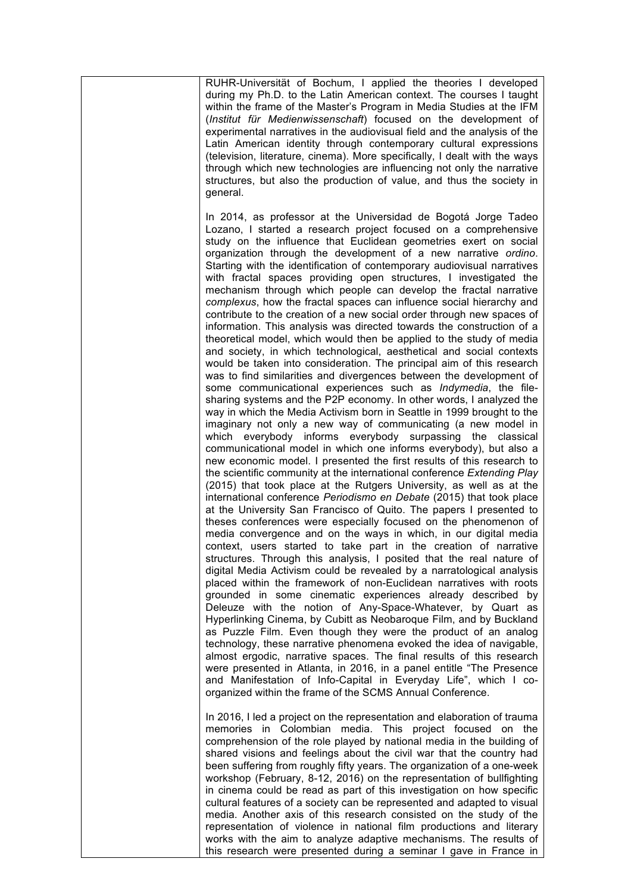RUHR-Universität of Bochum, I applied the theories I developed during my Ph.D. to the Latin American context. The courses I taught within the frame of the Master's Program in Media Studies at the IFM (*Institut für Medienwissenschaft*) focused on the development of experimental narratives in the audiovisual field and the analysis of the Latin American identity through contemporary cultural expressions (television, literature, cinema). More specifically, I dealt with the ways through which new technologies are influencing not only the narrative structures, but also the production of value, and thus the society in general.

In 2014, as professor at the Universidad de Bogotá Jorge Tadeo Lozano, I started a research project focused on a comprehensive study on the influence that Euclidean geometries exert on social organization through the development of a new narrative *ordino*. Starting with the identification of contemporary audiovisual narratives with fractal spaces providing open structures, I investigated the mechanism through which people can develop the fractal narrative *complexus*, how the fractal spaces can influence social hierarchy and contribute to the creation of a new social order through new spaces of information. This analysis was directed towards the construction of a theoretical model, which would then be applied to the study of media and society, in which technological, aesthetical and social contexts would be taken into consideration. The principal aim of this research was to find similarities and divergences between the development of some communicational experiences such as *Indymedia*, the file-sharing systems and the P2P economy. In other words, I analyzed the way in which the Media Activism born in Seattle in 1999 brought to the imaginary not only a new way of communicating (a new model in which everybody informs everybody surpassing the classical communicational model in which one informs everybody), but also a new economic model. I presented the first results of this research to the scientific community at the international conference *Extending Play* (2015) that took place at the Rutgers University, as well as at the international conference *Periodismo en Debate* (2015) that took place at the University San Francisco of Quito. The papers I presented to theses conferences were especially focused on the phenomenon of media convergence and on the ways in which, in our digital media context, users started to take part in the creation of narrative structures. Through this analysis, I posited that the real nature of digital Media Activism could be revealed by a narratological analysis placed within the framework of non-Euclidean narratives with roots grounded in some cinematic experiences already described by Deleuze with the notion of Any-Space-Whatever, by Quart as Hyperlinking Cinema, by Cubitt as Neobaroque Film, and by Buckland as Puzzle Film. Even though they were the product of an analog technology, these narrative phenomena evoked the idea of navigable, almost ergodic, narrative spaces. The final results of this research were presented in Atlanta, in 2016, in a panel entitle "The Presence and Manifestation of Info-Capital in Everyday Life", which I co-organized within the frame of the SCMS Annual Conference.

In 2016, I led a project on the representation and elaboration of trauma memories in Colombian media. This project focused on the comprehension of the role played by national media in the building of shared visions and feelings about the civil war that the country had been suffering from roughly fifty years. The organization of a one-week workshop (February, 8-12, 2016) on the representation of bullfighting in cinema could be read as part of this investigation on how specific cultural features of a society can be represented and adapted to visual media. Another axis of this research consisted on the study of the representation of violence in national film productions and literary works with the aim to analyze adaptive mechanisms. The results of this research were presented during a seminar I gave in France in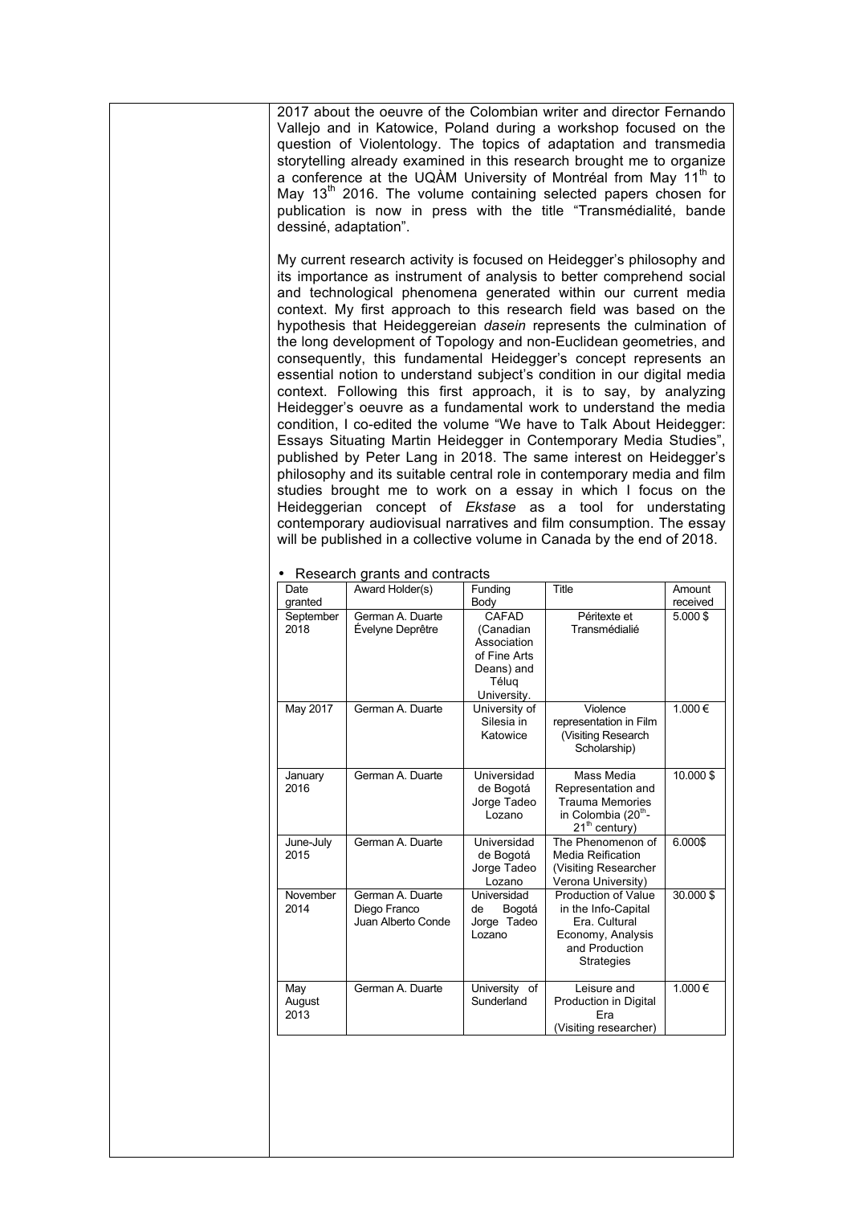2017 about the oeuvre of the Colombian writer and director Fernando Vallejo and in Katowice, Poland during a workshop focused on the question of Violentology. The topics of adaptation and transmedia storytelling already examined in this research brought me to organize a conference at the UQÀM University of Montréal from May 11th to May 13th 2016. The volume containing selected papers chosen for publication is now in press with the title "Transmédialité, bande dessiné, adaptation".

My current research activity is focused on Heidegger's philosophy and its importance as instrument of analysis to better comprehend social and technological phenomena generated within our current media context. My first approach to this research field was based on the hypothesis that Heideggereian *dasein* represents the culmination of the long development of Topology and non-Euclidean geometries, and consequently, this fundamental Heidegger's concept represents an essential notion to understand subject's condition in our digital media context. Following this first approach, it is to say, by analyzing Heidegger's oeuvre as a fundamental work to understand the media condition, I co-edited the volume "We have to Talk About Heidegger: Essays Situating Martin Heidegger in Contemporary Media Studies", published by Peter Lang in 2018. The same interest on Heidegger's philosophy and its suitable central role in contemporary media and film studies brought me to work on a essay in which I focus on the Heideggerian concept of *Ekstase* as a tool for understating contemporary audiovisual narratives and film consumption. The essay will be published in a collective volume in Canada by the end of 2018.

- Research grants and contracts

| Date granted | Award Holder(s) | Funding Body | Title | Amount received |
|---|---|---|---|---|
| September 2018 | German A. Duarte<br>Évelyne Deprêtre | CAFAD (Canadian Association of Fine Arts Deans) and Téluq University. | Péritexte et Transmédialié | 5.000 $ |
| May 2017 | German A. Duarte | University of Silesia in Katowice | Violence representation in Film (Visiting Research Scholarship) | 1.000 € |
| January 2016 | German A. Duarte | Universidad de Bogotá Jorge Tadeo Lozano | Mass Media Representation and Trauma Memories in Colombia (20th-21th century) | 10.000 $ |
| June-July 2015 | German A. Duarte | Universidad de Bogotá Jorge Tadeo Lozano | The Phenomenon of Media Reification (Visiting Researcher Verona University) | 6.000$ |
| November 2014 | German A. Duarte<br>Diego Franco<br>Juan Alberto Conde | Universidad de Bogotá Jorge Tadeo Lozano | Production of Value in the Info-Capital Era. Cultural Economy, Analysis and Production Strategies | 30.000 $ |
| May August 2013 | German A. Duarte | University of Sunderland | Leisure and Production in Digital Era (Visiting researcher) | 1.000 € |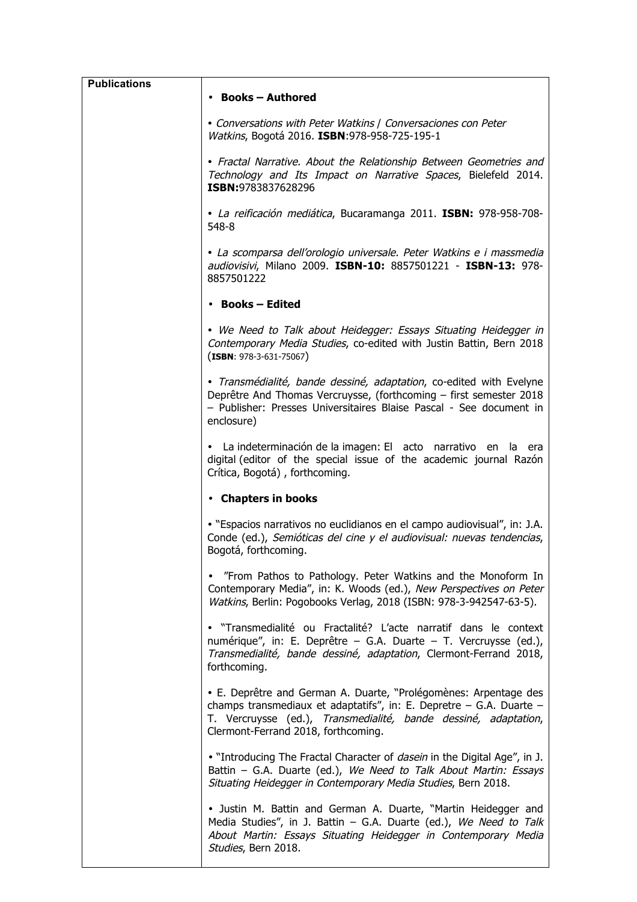| **Publications** | • **Books – Authored**<br><br>• *Conversations with Peter Watkins / Conversaciones con Peter Watkins*, Bogotá 2016. **ISBN**:978-958-725-195-1<br><br>• *Fractal Narrative. About the Relationship Between Geometries and Technology and Its Impact on Narrative Spaces*, Bielefeld 2014. **ISBN:**9783837628296<br><br>• *La reificación mediática*, Bucaramanga 2011. **ISBN:** 978-958-708-548-8<br><br>• *La scomparsa dell'orologio universale. Peter Watkins e i massmedia audiovisivi*, Milano 2009. **ISBN-10:** 8857501221 - **ISBN-13:** 978-8857501222<br><br>• **Books – Edited**<br><br>• *We Need to Talk about Heidegger: Essays Situating Heidegger in Contemporary Media Studies*, co-edited with Justin Battin, Bern 2018 (**ISBN**: 978-3-631-75067)<br><br>• *Transmédialité, bande dessiné, adaptation*, co-edited with Evelyne Deprêtre And Thomas Vercruysse, (forthcoming – first semester 2018 – Publisher: Presses Universitaires Blaise Pascal - See document in enclosure)<br><br>• La indeterminación de la imagen: El acto narrativo en la era digital (editor of the special issue of the academic journal Razón Crítica, Bogotá) , forthcoming.<br><br>• **Chapters in books**<br><br>• "Espacios narrativos no euclidianos en el campo audiovisual", in: J.A. Conde (ed.), *Semióticas del cine y el audiovisual: nuevas tendencias*, Bogotá, forthcoming.<br><br>• "From Pathos to Pathology. Peter Watkins and the Monoform In Contemporary Media", in: K. Woods (ed.), *New Perspectives on Peter Watkins*, Berlin: Pogobooks Verlag, 2018 (ISBN: 978-3-942547-63-5).<br><br>• "Transmedialité ou Fractalité? L'acte narratif dans le context numérique", in: E. Deprêtre – G.A. Duarte – T. Vercruysse (ed.), *Transmedialité, bande dessiné, adaptation*, Clermont-Ferrand 2018, forthcoming.<br><br>• E. Deprêtre and German A. Duarte, "Prolégomènes: Arpentage des champs transmediaux et adaptatifs", in: E. Depretre – G.A. Duarte – T. Vercruysse (ed.), *Transmedialité, bande dessiné, adaptation*, Clermont-Ferrand 2018, forthcoming.<br><br>• "Introducing The Fractal Character of *dasein* in the Digital Age", in J. Battin – G.A. Duarte (ed.), *We Need to Talk About Martin: Essays Situating Heidegger in Contemporary Media Studies*, Bern 2018.<br><br>• Justin M. Battin and German A. Duarte, "Martin Heidegger and Media Studies", in J. Battin – G.A. Duarte (ed.), *We Need to Talk About Martin: Essays Situating Heidegger in Contemporary Media Studies*, Bern 2018. |
|---|---|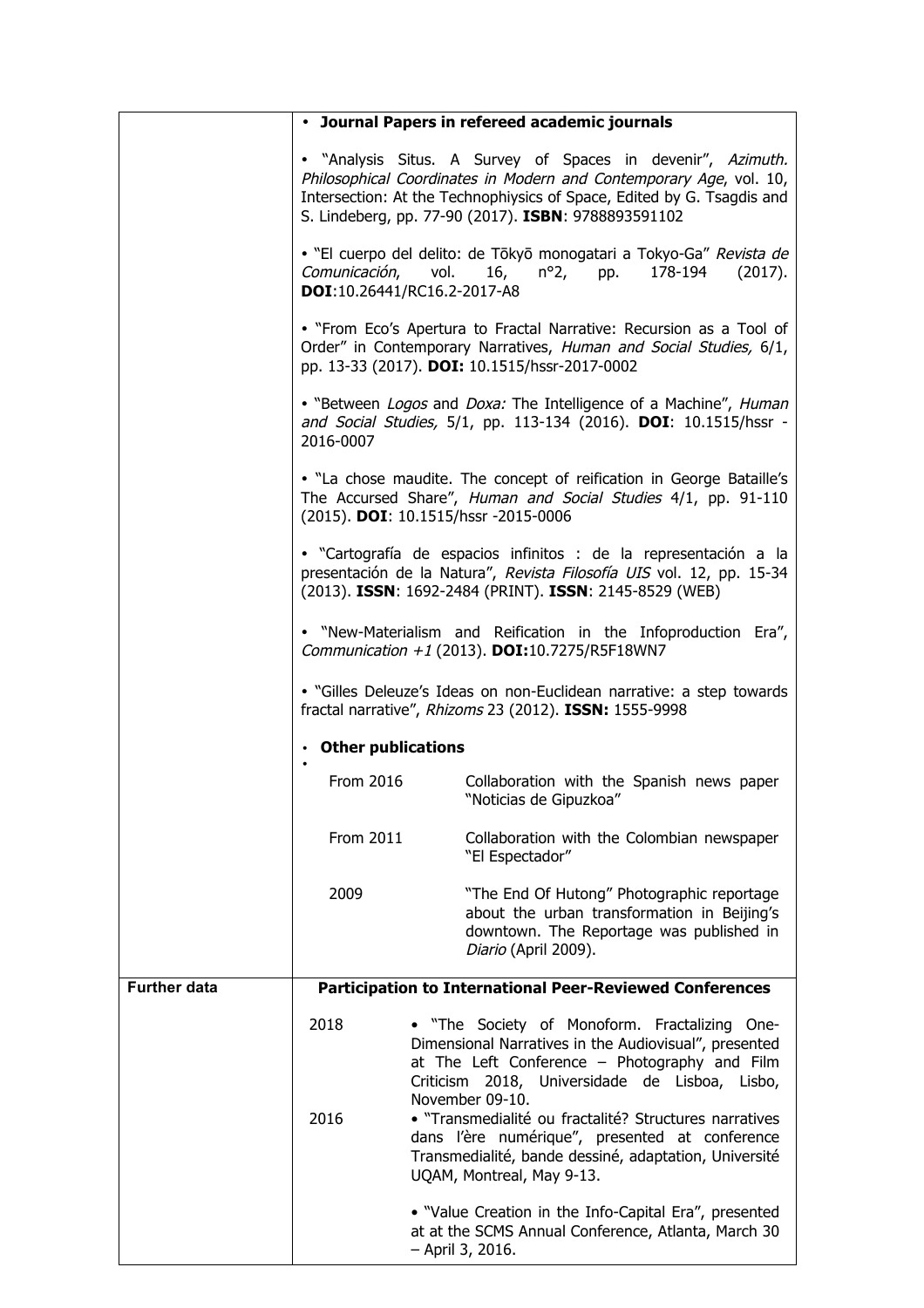- **Journal Papers in refereed academic journals**

• "Analysis Situs. A Survey of Spaces in devenir", *Azimuth. Philosophical Coordinates in Modern and Contemporary Age*, vol. 10, Intersection: At the Technophiysics of Space, Edited by G. Tsagdis and S. Lindeberg, pp. 77-90 (2017). **ISBN**: 9788893591102

• "El cuerpo del delito: de Tōkyō monogatari a Tokyo-Ga" *Revista de Comunicación*, vol. 16, n°2, pp. 178-194 (2017). **DOI**:10.26441/RC16.2-2017-A8

• "From Eco's Apertura to Fractal Narrative: Recursion as a Tool of Order" in Contemporary Narratives, *Human and Social Studies,* 6/1, pp. 13-33 (2017). **DOI:** 10.1515/hssr-2017-0002

• "Between *Logos* and *Doxa:* The Intelligence of a Machine", *Human and Social Studies,* 5/1, pp. 113-134 (2016). **DOI**: 10.1515/hssr - 2016-0007

• "La chose maudite. The concept of reification in George Bataille's The Accursed Share", *Human and Social Studies* 4/1, pp. 91-110 (2015). **DOI**: 10.1515/hssr -2015-0006

• "Cartografía de espacios infinitos : de la representación a la presentación de la Natura", *Revista Filosofía UIS* vol. 12, pp. 15-34 (2013). **ISSN**: 1692-2484 (PRINT). **ISSN**: 2145-8529 (WEB)

• "New-Materialism and Reification in the Infoproduction Era", *Communication +1* (2013). **DOI:**10.7275/R5F18WN7

• "Gilles Deleuze's Ideas on non-Euclidean narrative: a step towards fractal narrative", *Rhizoms* 23 (2012). **ISSN:** 1555-9998

- **Other publications**

| | |
|---|---|
| From 2016 | Collaboration with the Spanish news paper "Noticias de Gipuzkoa" |
| From 2011 | Collaboration with the Colombian newspaper "El Espectador" |
| 2009 | "The End Of Hutong" Photographic reportage about the urban transformation in Beijing's downtown. The Reportage was published in *Diario* (April 2009). |

**Further data**

**Participation to International Peer-Reviewed Conferences**

| | |
|---|---|
| 2018 | • "The Society of Monoform. Fractalizing One-Dimensional Narratives in the Audiovisual", presented at The Left Conference – Photography and Film Criticism 2018, Universidade de Lisboa, Lisbo, November 09-10. |
| 2016 | • "Transmedialité ou fractalité? Structures narratives dans l'ère numérique", presented at conference Transmedialité, bande dessiné, adaptation, Université UQAM, Montreal, May 9-13. |
| | • "Value Creation in the Info-Capital Era", presented at at the SCMS Annual Conference, Atlanta, March 30 – April 3, 2016. |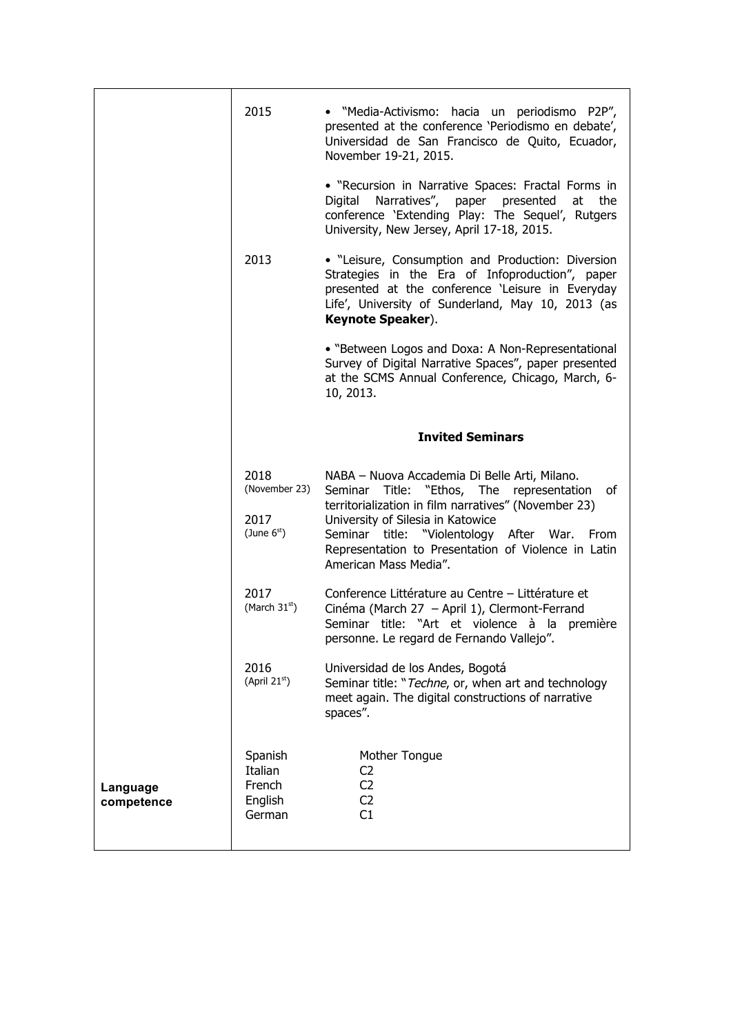| | | |
|---|---|---|
| | 2015 | • "Media-Activismo: hacia un periodismo P2P", presented at the conference 'Periodismo en debate', Universidad de San Francisco de Quito, Ecuador, November 19-21, 2015. |
| | | • "Recursion in Narrative Spaces: Fractal Forms in Digital Narratives", paper presented at the conference 'Extending Play: The Sequel', Rutgers University, New Jersey, April 17-18, 2015. |
| | 2013 | • "Leisure, Consumption and Production: Diversion Strategies in the Era of Infoproduction", paper presented at the conference 'Leisure in Everyday Life', University of Sunderland, May 10, 2013 (as **Keynote Speaker**). |
| | | • "Between Logos and Doxa: A Non-Representational Survey of Digital Narrative Spaces", paper presented at the SCMS Annual Conference, Chicago, March, 6-10, 2013. |
| | | **Invited Seminars** |
| | 2018 (November 23) | NABA – Nuova Accademia Di Belle Arti, Milano. Seminar Title: "Ethos, The representation of territorialization in film narratives" (November 23) |
| | 2017 (June 6st) | University of Silesia in Katowice Seminar title: "Violentology After War. From Representation to Presentation of Violence in Latin American Mass Media". |
| | 2017 (March 31st) | Conference Littérature au Centre – Littérature et Cinéma (March 27 – April 1), Clermont-Ferrand Seminar title: "Art et violence à la première personne. Le regard de Fernando Vallejo". |
| | 2016 (April 21st) | Universidad de los Andes, Bogotá Seminar title: "*Techne*, or, when art and technology meet again. The digital constructions of narrative spaces". |
| **Language competence** | Spanish | Mother Tongue |
| | Italian | C2 |
| | French | C2 |
| | English | C2 |
| | German | C1 |